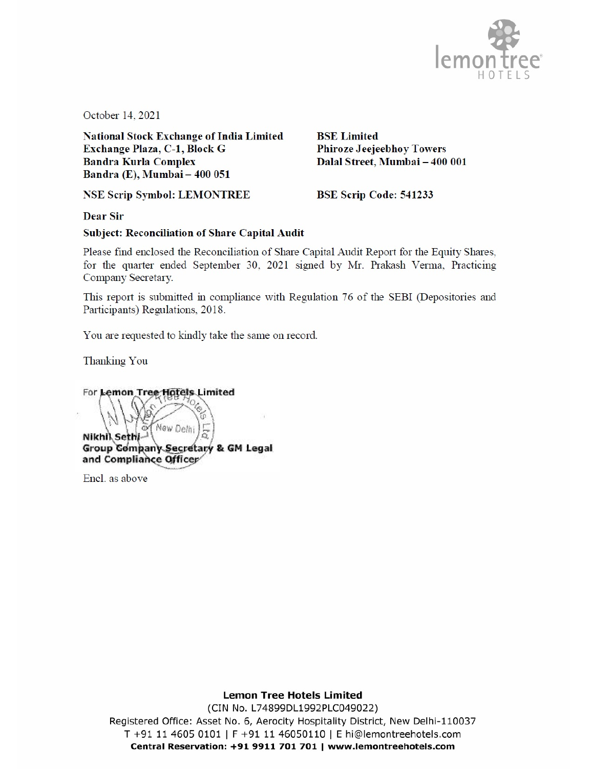October 14, 2021

**National Stock Exchange of India Limited**
**Exchange Plaza, C-1, Block G**
**Bandra Kurla Complex**
**Bandra (E), Mumbai – 400 051**

**BSE Limited**
**Phiroze Jeejeebhoy Towers**
**Dalal Street, Mumbai – 400 001**

**NSE Scrip Symbol: LEMONTREE**

**BSE Scrip Code: 541233**

**Dear Sir**

**Subject: Reconciliation of Share Capital Audit**

Please find enclosed the Reconciliation of Share Capital Audit Report for the Equity Shares, for the quarter ended September 30, 2021 signed by Mr. Prakash Verma, Practicing Company Secretary.

This report is submitted in compliance with Regulation 76 of the SEBI (Depositories and Participants) Regulations, 2018.

You are requested to kindly take the same on record.

Thanking You

For **Lemon Tree Hotels Limited**

**Nikhil Sethi**
**Group Company Secretary & GM Legal and Compliance Officer**

Encl. as above

**Lemon Tree Hotels Limited**
(CIN No. L74899DL1992PLC049022)
Registered Office: Asset No. 6, Aerocity Hospitality District, New Delhi-110037
T +91 11 4605 0101 | F +91 11 46050110 | E hi@lemontreehotels.com
**Central Reservation: +91 9911 701 701 | www.lemontreehotels.com**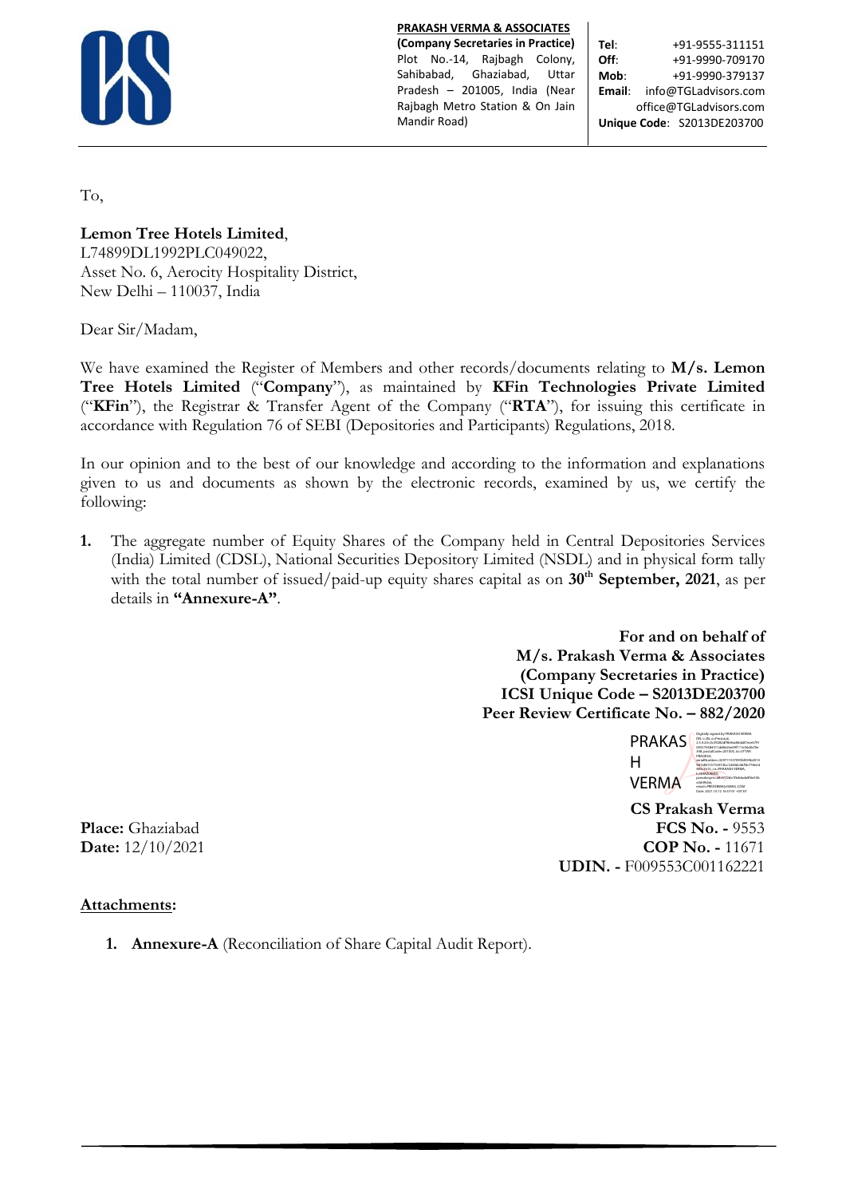**PRAKASH VERMA & ASSOCIATES**
**(Company Secretaries in Practice)**
Plot No.-14, Rajbagh Colony, Sahibabad, Ghaziabad, Uttar Pradesh – 201005, India (Near Rajbagh Metro Station & On Jain Mandir Road)

**Tel**: +91-9555-311151
**Off**: +91-9990-709170
**Mob**: +91-9990-379137
**Email**: info@TGLadvisors.com
office@TGLadvisors.com
**Unique Code**: S2013DE203700

To,

**Lemon Tree Hotels Limited**,
L74899DL1992PLC049022,
Asset No. 6, Aerocity Hospitality District,
New Delhi – 110037, India

Dear Sir/Madam,

We have examined the Register of Members and other records/documents relating to **M/s. Lemon Tree Hotels Limited** ("**Company**"), as maintained by **KFin Technologies Private Limited** ("**KFin**"), the Registrar & Transfer Agent of the Company ("**RTA**"), for issuing this certificate in accordance with Regulation 76 of SEBI (Depositories and Participants) Regulations, 2018.

In our opinion and to the best of our knowledge and according to the information and explanations given to us and documents as shown by the electronic records, examined by us, we certify the following:

1. The aggregate number of Equity Shares of the Company held in Central Depositories Services (India) Limited (CDSL), National Securities Depository Limited (NSDL) and in physical form tally with the total number of issued/paid-up equity shares capital as on **30th September, 2021**, as per details in **"Annexure-A"**.

**For and on behalf of**
**M/s. Prakash Verma & Associates**
**(Company Secretaries in Practice)**
**ICSI Unique Code – S2013DE203700**
**Peer Review Certificate No. – 882/2020**

PRAKASH VERMA

**CS Prakash Verma**
**FCS No. -** 9553
**COP No. -** 11671
**UDIN. -** F009553C001162221

**Place:** Ghaziabad
**Date:** 12/10/2021

**Attachments:**

1. **Annexure-A** (Reconciliation of Share Capital Audit Report).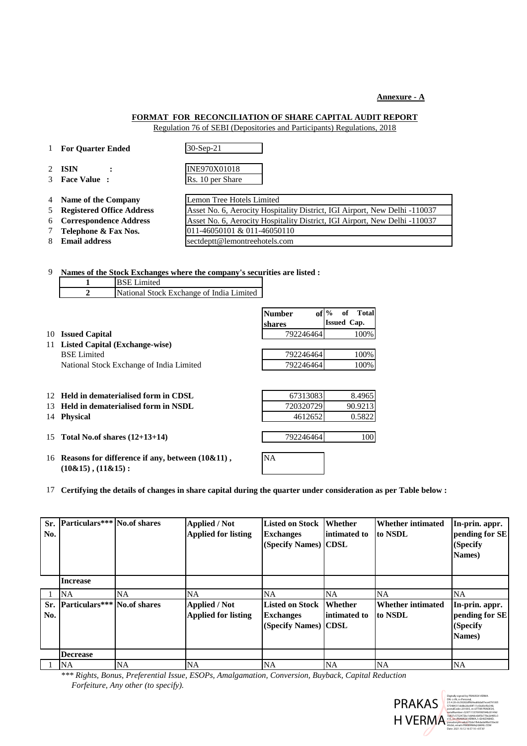**Annexure - A**

## FORMAT FOR RECONCILIATION OF SHARE CAPITAL AUDIT REPORT

Regulation 76 of SEBI (Depositories and Participants) Regulations, 2018

| | | |
|---|---|---|
| 1 | **For Quarter Ended** | 30-Sep-21 |
| 2 | **ISIN :** | INE970X01018 |
| 3 | **Face Value :** | Rs. 10 per Share |
| 4 | **Name of the Company** | Lemon Tree Hotels Limited |
| 5 | **Registered Office Address** | Asset No. 6, Aerocity Hospitality District, IGI Airport, New Delhi -110037 |
| 6 | **Correspondence Address** | Asset No. 6, Aerocity Hospitality District, IGI Airport, New Delhi -110037 |
| 7 | **Telephone & Fax Nos.** | 011-46050101 & 011-46050110 |
| 8 | **Email address** | sectdeptt@lemontreehotels.com |

9 **Names of the Stock Exchanges where the company's securities are listed :**

| | |
|---|---|
| **1** | BSE Limited |
| **2** | National Stock Exchange of India Limited |

| | | **Number of shares** | **% of Total Issued Cap.** |
|---|---|---|---|
| 10 | **Issued Capital** | 792246464 | 100% |
| 11 | **Listed Capital (Exchange-wise)** | | |
| | BSE Limited | 792246464 | 100% |
| | National Stock Exchange of India Limited | 792246464 | 100% |
| 12 | **Held in dematerialised form in CDSL** | 67313083 | 8.4965 |
| 13 | **Held in dematerialised form in NSDL** | 720320729 | 90.9213 |
| 14 | **Physical** | 4612652 | 0.5822 |
| 15 | **Total No.of shares (12+13+14)** | 792246464 | 100 |
| 16 | **Reasons for difference if any, between (10&11) , (10&15) , (11&15) :** | NA | |

17 **Certifying the details of changes in share capital during the quarter under consideration as per Table below :**

| Sr. No. | Particulars*** | No.of shares | Applied / Not Applied for listing | Listed on Stock Exchanges (Specify Names) | Whether intimated to CDSL | Whether intimated to NSDL | In-prin. appr. pending for SE (Specify Names) |
|---|---|---|---|---|---|---|---|
| | **Increase** | | | | | | |
| 1 | NA | NA | NA | NA | NA | NA | NA |
| **Sr. No.** | **Particulars*** ** | **No.of shares** | **Applied / Not Applied for listing** | **Listed on Stock Exchanges (Specify Names)** | **Whether intimated to CDSL** | **Whether intimated to NSDL** | **In-prin. appr. pending for SE (Specify Names)** |
| | **Decrease** | | | | | | |
| 1 | NA | NA | NA | NA | NA | NA | NA |

*\*\*\* Rights, Bonus, Preferential Issue, ESOPs, Amalgamation, Conversion, Buyback, Capital Reduction Forfeiture, Any other (to specify).*

PRAKASH VERMA

Digitally signed by PRAKASH VERMA
Date: 2021.10.12 16:57:10 +05'30'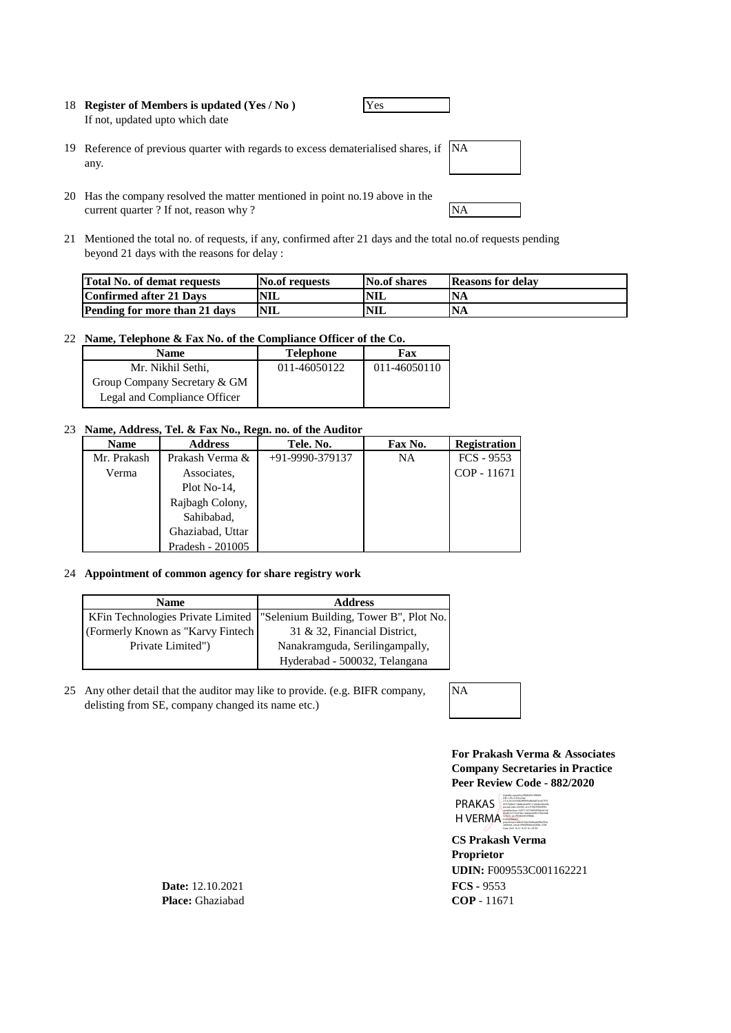18 **Register of Members is updated (Yes / No )** Yes

If not, updated upto which date

19 Reference of previous quarter with regards to excess dematerialised shares, if any. NA

20 Has the company resolved the matter mentioned in point no.19 above in the current quarter ? If not, reason why ? NA

21 Mentioned the total no. of requests, if any, confirmed after 21 days and the total no.of requests pending beyond 21 days with the reasons for delay :

| **Total No. of demat requests** | **No.of requests** | **No.of shares** | **Reasons for delay** |
|---|---|---|---|
| **Confirmed after 21 Days** | **NIL** | **NIL** | **NA** |
| **Pending for more than 21 days** | **NIL** | **NIL** | **NA** |

22 **Name, Telephone & Fax No. of the Compliance Officer of the Co.**

| Name | Telephone | Fax |
|---|---|---|
| Mr. Nikhil Sethi, Group Company Secretary & GM Legal and Compliance Officer | 011-46050122 | 011-46050110 |

23 **Name, Address, Tel. & Fax No., Regn. no. of the Auditor**

| Name | Address | Tele. No. | Fax No. | Registration |
|---|---|---|---|---|
| Mr. Prakash Verma | Prakash Verma & Associates, Plot No-14, Rajbagh Colony, Sahibabad, Ghaziabad, Uttar Pradesh - 201005 | +91-9990-379137 | NA | FCS - 9553 COP - 11671 |

24 **Appointment of common agency for share registry work**

| Name | Address |
|---|---|
| KFin Technologies Private Limited (Formerly Known as "Karvy Fintech Private Limited") | "Selenium Building, Tower B", Plot No. 31 & 32, Financial District, Nanakramguda, Serilingampally, Hyderabad - 500032, Telangana |

25 Any other detail that the auditor may like to provide. (e.g. BIFR company, delisting from SE, company changed its name etc.) NA

**For Prakash Verma & Associates**
**Company Secretaries in Practice**
**Peer Review Code - 882/2020**

PRAKASH VERMA

**CS Prakash Verma**
**Proprietor**
**UDIN:** F009553C001162221
**FCS -** 9553
**COP** - 11671

**Date:** 12.10.2021
**Place:** Ghaziabad